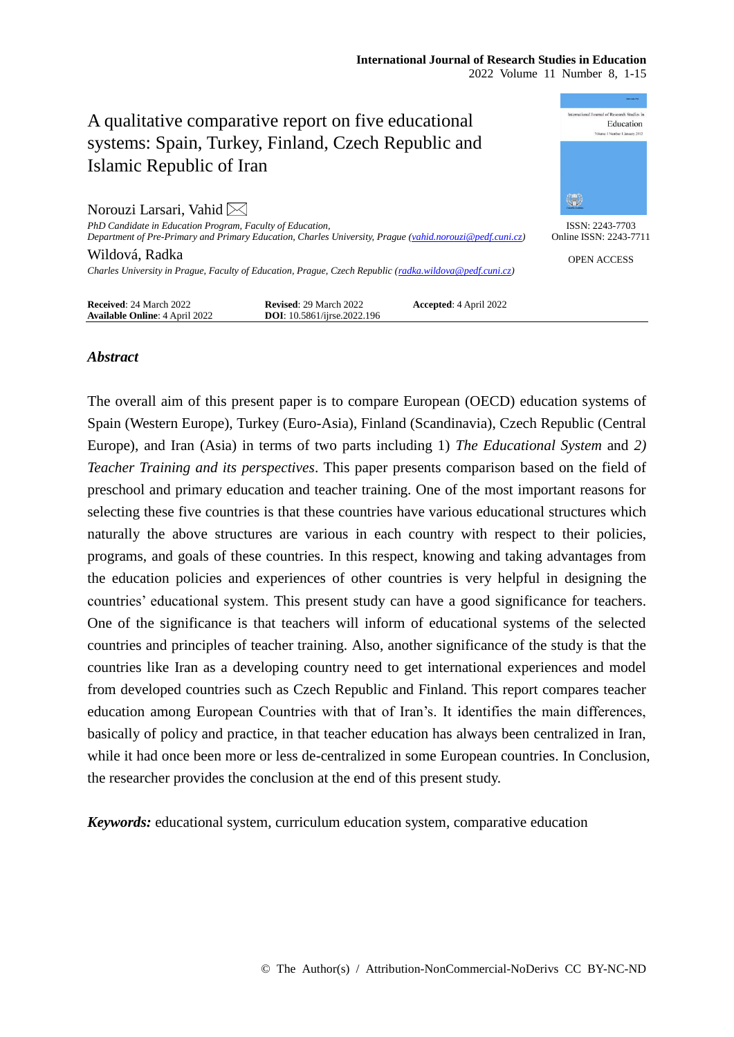# A qualitative comparative report on five educational systems: Spain, Turkey, Finland, Czech Republic and Islamic Republic of Iran

Norouzi Larsari, Vahid

*PhD Candidate in Education Program, Faculty of Education,*
*Department of Pre-Primary and Primary Education, Charles University, Prague (vahid.norouzi@pedf.cuni.cz)*

Wildová, Radka

*Charles University in Prague, Faculty of Education, Prague, Czech Republic (radka.wildova@pedf.cuni.cz)*

ISSN: 2243-7703
Online ISSN: 2243-7711

OPEN ACCESS

**Received**: 24 March 2022 **Revised**: 29 March 2022 **Accepted**: 4 April 2022
**Available Online**: 4 April 2022 **DOI**: 10.5861/ijrse.2022.196

## *Abstract*

The overall aim of this present paper is to compare European (OECD) education systems of Spain (Western Europe), Turkey (Euro-Asia), Finland (Scandinavia), Czech Republic (Central Europe), and Iran (Asia) in terms of two parts including 1) *The Educational System* and *2) Teacher Training and its perspectives*. This paper presents comparison based on the field of preschool and primary education and teacher training. One of the most important reasons for selecting these five countries is that these countries have various educational structures which naturally the above structures are various in each country with respect to their policies, programs, and goals of these countries. In this respect, knowing and taking advantages from the education policies and experiences of other countries is very helpful in designing the countries' educational system. This present study can have a good significance for teachers. One of the significance is that teachers will inform of educational systems of the selected countries and principles of teacher training. Also, another significance of the study is that the countries like Iran as a developing country need to get international experiences and model from developed countries such as Czech Republic and Finland. This report compares teacher education among European Countries with that of Iran's. It identifies the main differences, basically of policy and practice, in that teacher education has always been centralized in Iran, while it had once been more or less de-centralized in some European countries. In Conclusion, the researcher provides the conclusion at the end of this present study.

***Keywords:*** educational system, curriculum education system, comparative education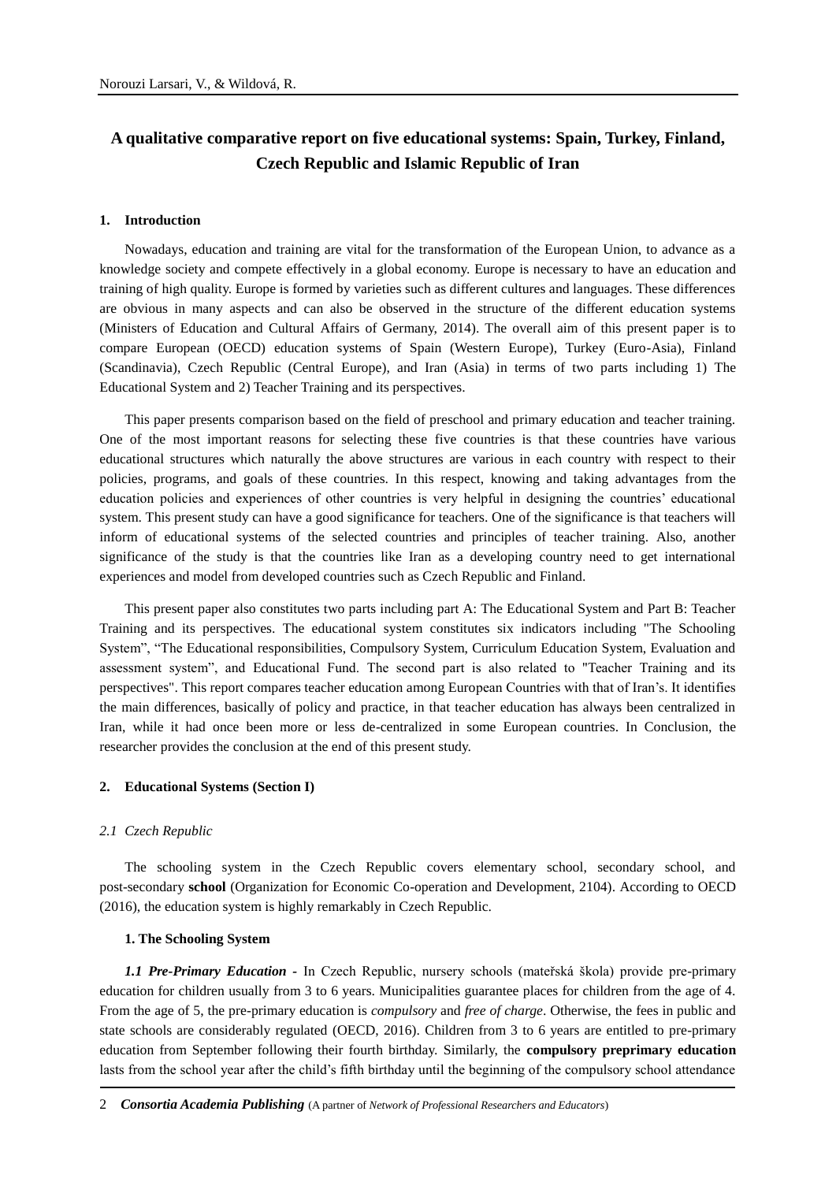# A qualitative comparative report on five educational systems: Spain, Turkey, Finland, Czech Republic and Islamic Republic of Iran

## 1. Introduction

Nowadays, education and training are vital for the transformation of the European Union, to advance as a knowledge society and compete effectively in a global economy. Europe is necessary to have an education and training of high quality. Europe is formed by varieties such as different cultures and languages. These differences are obvious in many aspects and can also be observed in the structure of the different education systems (Ministers of Education and Cultural Affairs of Germany, 2014). The overall aim of this present paper is to compare European (OECD) education systems of Spain (Western Europe), Turkey (Euro-Asia), Finland (Scandinavia), Czech Republic (Central Europe), and Iran (Asia) in terms of two parts including 1) The Educational System and 2) Teacher Training and its perspectives.

This paper presents comparison based on the field of preschool and primary education and teacher training. One of the most important reasons for selecting these five countries is that these countries have various educational structures which naturally the above structures are various in each country with respect to their policies, programs, and goals of these countries. In this respect, knowing and taking advantages from the education policies and experiences of other countries is very helpful in designing the countries' educational system. This present study can have a good significance for teachers. One of the significance is that teachers will inform of educational systems of the selected countries and principles of teacher training. Also, another significance of the study is that the countries like Iran as a developing country need to get international experiences and model from developed countries such as Czech Republic and Finland.

This present paper also constitutes two parts including part A: The Educational System and Part B: Teacher Training and its perspectives. The educational system constitutes six indicators including "The Schooling System", "The Educational responsibilities, Compulsory System, Curriculum Education System, Evaluation and assessment system", and Educational Fund. The second part is also related to "Teacher Training and its perspectives". This report compares teacher education among European Countries with that of Iran's. It identifies the main differences, basically of policy and practice, in that teacher education has always been centralized in Iran, while it had once been more or less de-centralized in some European countries. In Conclusion, the researcher provides the conclusion at the end of this present study.

## 2. Educational Systems (Section I)

### *2.1 Czech Republic*

The schooling system in the Czech Republic covers elementary school, secondary school, and post-secondary **school** (Organization for Economic Co-operation and Development, 2104). According to OECD (2016), the education system is highly remarkably in Czech Republic.

#### 1. The Schooling System

***1.1 Pre-Primary Education*** - In Czech Republic, nursery schools (mateřská škola) provide pre-primary education for children usually from 3 to 6 years. Municipalities guarantee places for children from the age of 4. From the age of 5, the pre-primary education is *compulsory* and *free of charge*. Otherwise, the fees in public and state schools are considerably regulated (OECD, 2016). Children from 3 to 6 years are entitled to pre-primary education from September following their fourth birthday. Similarly, the **compulsory preprimary education** lasts from the school year after the child's fifth birthday until the beginning of the compulsory school attendance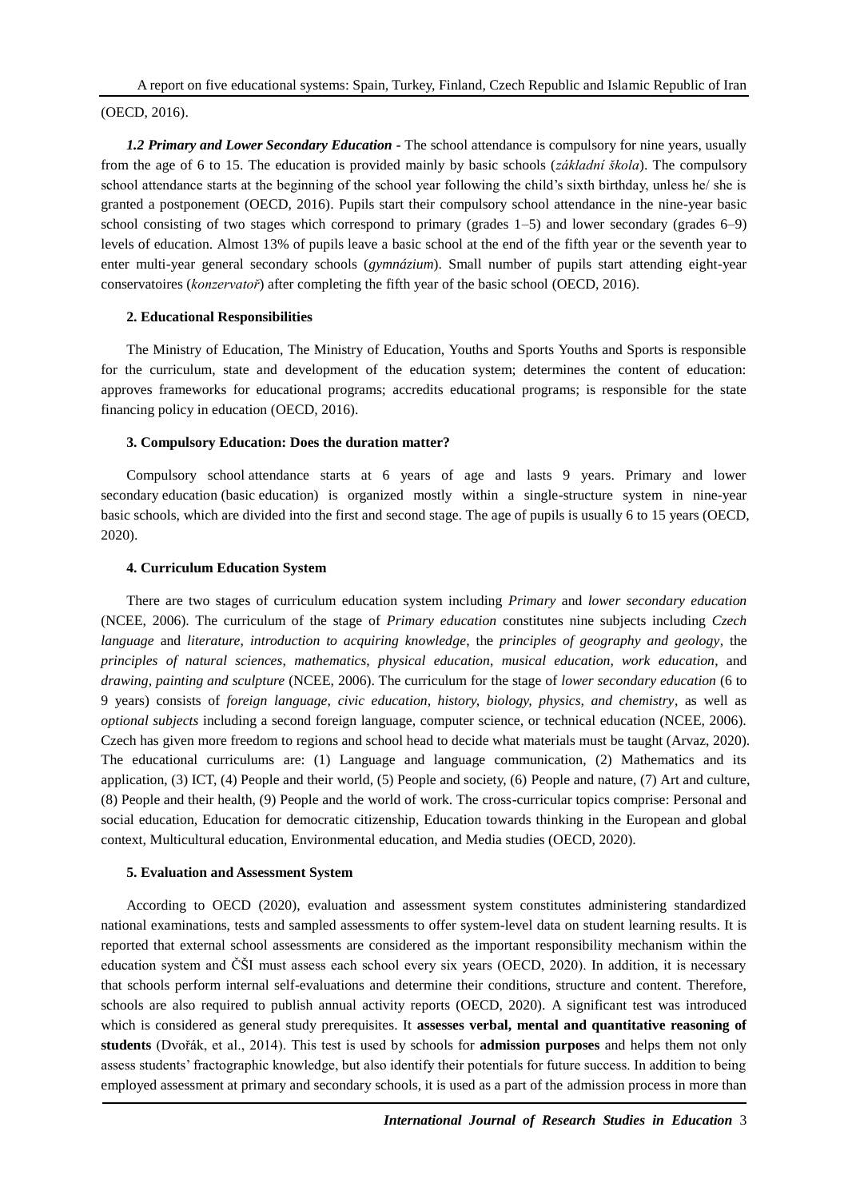(OECD, 2016).

***1.2 Primary and Lower Secondary Education*** **-** The school attendance is compulsory for nine years, usually from the age of 6 to 15. The education is provided mainly by basic schools (*základní škola*). The compulsory school attendance starts at the beginning of the school year following the child's sixth birthday, unless he/ she is granted a postponement (OECD, 2016). Pupils start their compulsory school attendance in the nine-year basic school consisting of two stages which correspond to primary (grades 1–5) and lower secondary (grades 6–9) levels of education. Almost 13% of pupils leave a basic school at the end of the fifth year or the seventh year to enter multi-year general secondary schools (*gymnázium*). Small number of pupils start attending eight-year conservatoires (*konzervatoř*) after completing the fifth year of the basic school (OECD, 2016).

**2. Educational Responsibilities**

The Ministry of Education, The Ministry of Education, Youths and Sports Youths and Sports is responsible for the curriculum, state and development of the education system; determines the content of education: approves frameworks for educational programs; accredits educational programs; is responsible for the state financing policy in education (OECD, 2016).

**3. Compulsory Education: Does the duration matter?**

Compulsory school attendance starts at 6 years of age and lasts 9 years. Primary and lower secondary education (basic education) is organized mostly within a single-structure system in nine-year basic schools, which are divided into the first and second stage. The age of pupils is usually 6 to 15 years (OECD, 2020).

**4. Curriculum Education System**

There are two stages of curriculum education system including *Primary* and *lower secondary education* (NCEE, 2006). The curriculum of the stage of *Primary education* constitutes nine subjects including *Czech language* and *literature, introduction to acquiring knowledge*, the *principles of geography and geology*, the *principles of natural sciences, mathematics, physical education, musical education, work education*, and *drawing, painting and sculpture* (NCEE, 2006). The curriculum for the stage of *lower secondary education* (6 to 9 years) consists of *foreign language, civic education, history, biology, physics, and chemistry*, as well as *optional subjects* including a second foreign language, computer science, or technical education (NCEE, 2006). Czech has given more freedom to regions and school head to decide what materials must be taught (Arvaz, 2020). The educational curriculums are: (1) Language and language communication, (2) Mathematics and its application, (3) ICT, (4) People and their world, (5) People and society, (6) People and nature, (7) Art and culture, (8) People and their health, (9) People and the world of work. The cross-curricular topics comprise: Personal and social education, Education for democratic citizenship, Education towards thinking in the European and global context, Multicultural education, Environmental education, and Media studies (OECD, 2020).

**5. Evaluation and Assessment System**

According to OECD (2020), evaluation and assessment system constitutes administering standardized national examinations, tests and sampled assessments to offer system-level data on student learning results. It is reported that external school assessments are considered as the important responsibility mechanism within the education system and ČŠI must assess each school every six years (OECD, 2020). In addition, it is necessary that schools perform internal self-evaluations and determine their conditions, structure and content. Therefore, schools are also required to publish annual activity reports (OECD, 2020). A significant test was introduced which is considered as general study prerequisites. It **assesses verbal, mental and quantitative reasoning of students** (Dvořák, et al., 2014). This test is used by schools for **admission purposes** and helps them not only assess students' fractographic knowledge, but also identify their potentials for future success. In addition to being employed assessment at primary and secondary schools, it is used as a part of the admission process in more than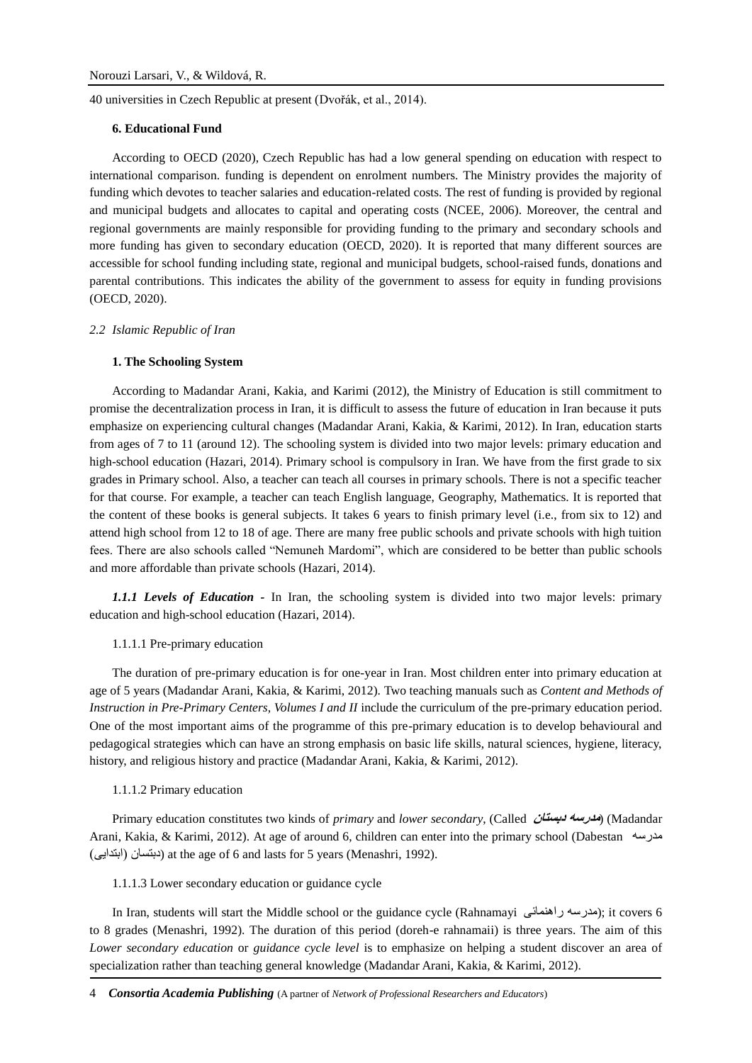40 universities in Czech Republic at present (Dvořák, et al., 2014).

#### 6. Educational Fund

According to OECD (2020), Czech Republic has had a low general spending on education with respect to international comparison. funding is dependent on enrolment numbers. The Ministry provides the majority of funding which devotes to teacher salaries and education-related costs. The rest of funding is provided by regional and municipal budgets and allocates to capital and operating costs (NCEE, 2006). Moreover, the central and regional governments are mainly responsible for providing funding to the primary and secondary schools and more funding has given to secondary education (OECD, 2020). It is reported that many different sources are accessible for school funding including state, regional and municipal budgets, school-raised funds, donations and parental contributions. This indicates the ability of the government to assess for equity in funding provisions (OECD, 2020).

### *2.2 Islamic Republic of Iran*

#### 1. The Schooling System

According to Madandar Arani, Kakia, and Karimi (2012), the Ministry of Education is still commitment to promise the decentralization process in Iran, it is difficult to assess the future of education in Iran because it puts emphasize on experiencing cultural changes (Madandar Arani, Kakia, & Karimi, 2012). In Iran, education starts from ages of 7 to 11 (around 12). The schooling system is divided into two major levels: primary education and high-school education (Hazari, 2014). Primary school is compulsory in Iran. We have from the first grade to six grades in Primary school. Also, a teacher can teach all courses in primary schools. There is not a specific teacher for that course. For example, a teacher can teach English language, Geography, Mathematics. It is reported that the content of these books is general subjects. It takes 6 years to finish primary level (i.e., from six to 12) and attend high school from 12 to 18 of age. There are many free public schools and private schools with high tuition fees. There are also schools called "Nemuneh Mardomi", which are considered to be better than public schools and more affordable than private schools (Hazari, 2014).

***1.1.1 Levels of Education*** - In Iran, the schooling system is divided into two major levels: primary education and high-school education (Hazari, 2014).

1.1.1.1 Pre-primary education

The duration of pre-primary education is for one-year in Iran. Most children enter into primary education at age of 5 years (Madandar Arani, Kakia, & Karimi, 2012). Two teaching manuals such as *Content and Methods of Instruction in Pre-Primary Centers, Volumes I and II* include the curriculum of the pre-primary education period. One of the most important aims of the programme of this pre-primary education is to develop behavioural and pedagogical strategies which can have an strong emphasis on basic life skills, natural sciences, hygiene, literacy, history, and religious history and practice (Madandar Arani, Kakia, & Karimi, 2012).

1.1.1.2 Primary education

Primary education constitutes two kinds of *primary* and *lower secondary*, (Called ***مدرسه دبستان***) (Madandar Arani, Kakia, & Karimi, 2012). At age of around 6, children can enter into the primary school (Dabestan مدرسه دبتسان (ابتدایی)) at the age of 6 and lasts for 5 years (Menashri, 1992).

1.1.1.3 Lower secondary education or guidance cycle

In Iran, students will start the Middle school or the guidance cycle (Rahnamayi مدرسه راهنمائی); it covers 6 to 8 grades (Menashri, 1992). The duration of this period (doreh-e rahnamaii) is three years. The aim of this *Lower secondary education* or *guidance cycle level* is to emphasize on helping a student discover an area of specialization rather than teaching general knowledge (Madandar Arani, Kakia, & Karimi, 2012).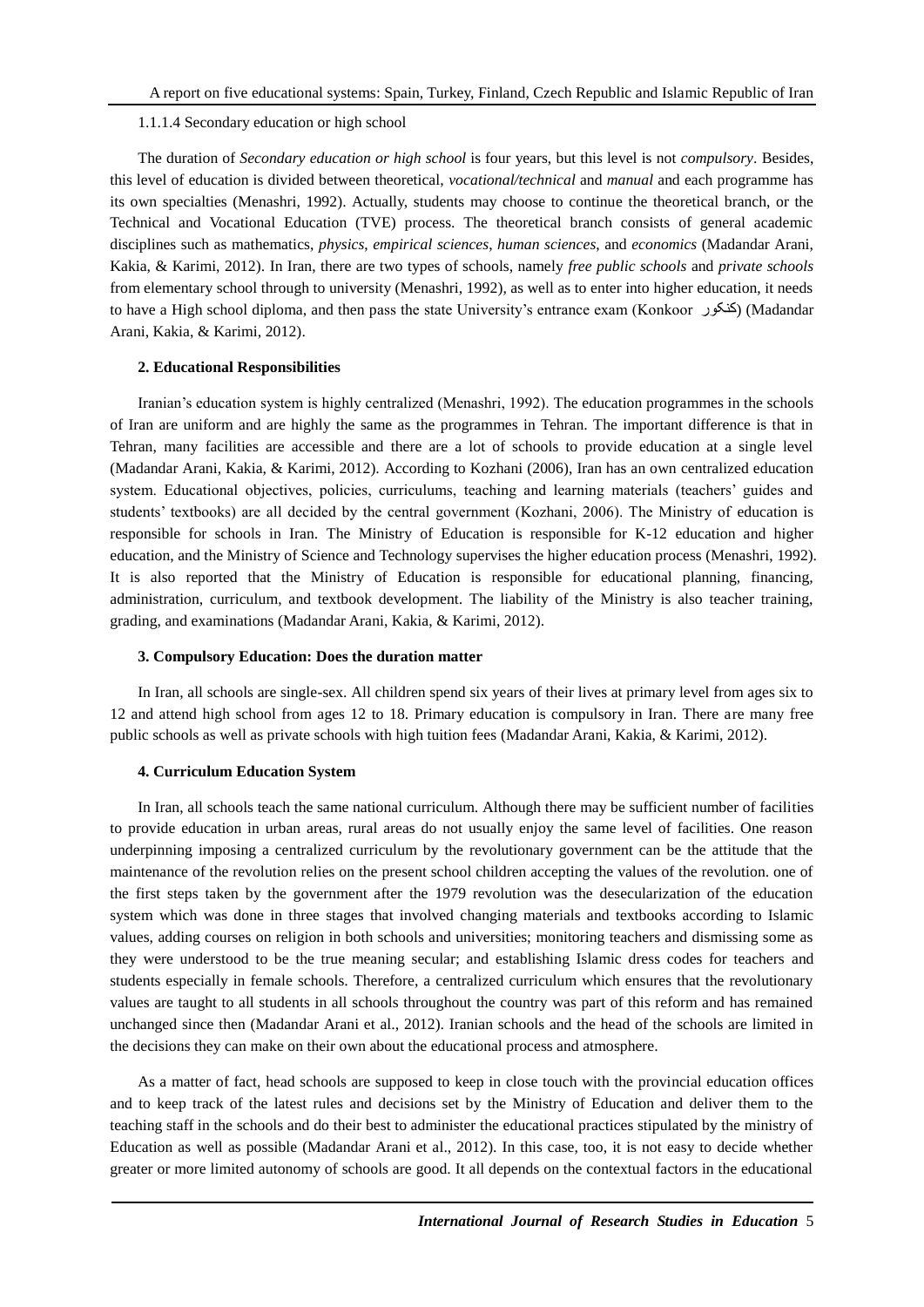1.1.1.4 Secondary education or high school

The duration of *Secondary education or high school* is four years, but this level is not *compulsory*. Besides, this level of education is divided between theoretical, *vocational/technical* and *manual* and each programme has its own specialties (Menashri, 1992). Actually, students may choose to continue the theoretical branch, or the Technical and Vocational Education (TVE) process. The theoretical branch consists of general academic disciplines such as mathematics, *physics*, *empirical sciences*, *human sciences*, and *economics* (Madandar Arani, Kakia, & Karimi, 2012). In Iran, there are two types of schools, namely *free public schools* and *private schools* from elementary school through to university (Menashri, 1992), as well as to enter into higher education, it needs to have a High school diploma, and then pass the state University's entrance exam (Konkoor کنکور) (Madandar Arani, Kakia, & Karimi, 2012).

### 2. Educational Responsibilities

Iranian's education system is highly centralized (Menashri, 1992). The education programmes in the schools of Iran are uniform and are highly the same as the programmes in Tehran. The important difference is that in Tehran, many facilities are accessible and there are a lot of schools to provide education at a single level (Madandar Arani, Kakia, & Karimi, 2012). According to Kozhani (2006), Iran has an own centralized education system. Educational objectives, policies, curriculums, teaching and learning materials (teachers' guides and students' textbooks) are all decided by the central government (Kozhani, 2006). The Ministry of education is responsible for schools in Iran. The Ministry of Education is responsible for K-12 education and higher education, and the Ministry of Science and Technology supervises the higher education process (Menashri, 1992). It is also reported that the Ministry of Education is responsible for educational planning, financing, administration, curriculum, and textbook development. The liability of the Ministry is also teacher training, grading, and examinations (Madandar Arani, Kakia, & Karimi, 2012).

### 3. Compulsory Education: Does the duration matter

In Iran, all schools are single-sex. All children spend six years of their lives at primary level from ages six to 12 and attend high school from ages 12 to 18. Primary education is compulsory in Iran. There are many free public schools as well as private schools with high tuition fees (Madandar Arani, Kakia, & Karimi, 2012).

### 4. Curriculum Education System

In Iran, all schools teach the same national curriculum. Although there may be sufficient number of facilities to provide education in urban areas, rural areas do not usually enjoy the same level of facilities. One reason underpinning imposing a centralized curriculum by the revolutionary government can be the attitude that the maintenance of the revolution relies on the present school children accepting the values of the revolution. one of the first steps taken by the government after the 1979 revolution was the desecularization of the education system which was done in three stages that involved changing materials and textbooks according to Islamic values, adding courses on religion in both schools and universities; monitoring teachers and dismissing some as they were understood to be the true meaning secular; and establishing Islamic dress codes for teachers and students especially in female schools. Therefore, a centralized curriculum which ensures that the revolutionary values are taught to all students in all schools throughout the country was part of this reform and has remained unchanged since then (Madandar Arani et al., 2012). Iranian schools and the head of the schools are limited in the decisions they can make on their own about the educational process and atmosphere.

As a matter of fact, head schools are supposed to keep in close touch with the provincial education offices and to keep track of the latest rules and decisions set by the Ministry of Education and deliver them to the teaching staff in the schools and do their best to administer the educational practices stipulated by the ministry of Education as well as possible (Madandar Arani et al., 2012). In this case, too, it is not easy to decide whether greater or more limited autonomy of schools are good. It all depends on the contextual factors in the educational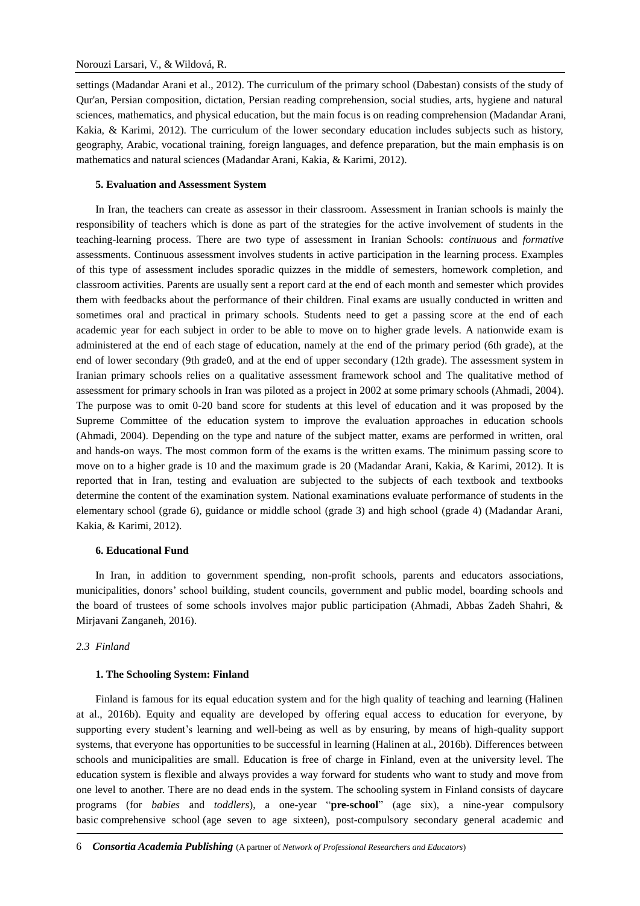settings (Madandar Arani et al., 2012). The curriculum of the primary school (Dabestan) consists of the study of Qur'an, Persian composition, dictation, Persian reading comprehension, social studies, arts, hygiene and natural sciences, mathematics, and physical education, but the main focus is on reading comprehension (Madandar Arani, Kakia, & Karimi, 2012). The curriculum of the lower secondary education includes subjects such as history, geography, Arabic, vocational training, foreign languages, and defence preparation, but the main emphasis is on mathematics and natural sciences (Madandar Arani, Kakia, & Karimi, 2012).

#### 5. Evaluation and Assessment System

In Iran, the teachers can create as assessor in their classroom. Assessment in Iranian schools is mainly the responsibility of teachers which is done as part of the strategies for the active involvement of students in the teaching-learning process. There are two type of assessment in Iranian Schools: *continuous* and *formative* assessments. Continuous assessment involves students in active participation in the learning process. Examples of this type of assessment includes sporadic quizzes in the middle of semesters, homework completion, and classroom activities. Parents are usually sent a report card at the end of each month and semester which provides them with feedbacks about the performance of their children. Final exams are usually conducted in written and sometimes oral and practical in primary schools. Students need to get a passing score at the end of each academic year for each subject in order to be able to move on to higher grade levels. A nationwide exam is administered at the end of each stage of education, namely at the end of the primary period (6th grade), at the end of lower secondary (9th grade0, and at the end of upper secondary (12th grade). The assessment system in Iranian primary schools relies on a qualitative assessment framework school and The qualitative method of assessment for primary schools in Iran was piloted as a project in 2002 at some primary schools (Ahmadi, 2004). The purpose was to omit 0-20 band score for students at this level of education and it was proposed by the Supreme Committee of the education system to improve the evaluation approaches in education schools (Ahmadi, 2004). Depending on the type and nature of the subject matter, exams are performed in written, oral and hands-on ways. The most common form of the exams is the written exams. The minimum passing score to move on to a higher grade is 10 and the maximum grade is 20 (Madandar Arani, Kakia, & Karimi, 2012). It is reported that in Iran, testing and evaluation are subjected to the subjects of each textbook and textbooks determine the content of the examination system. National examinations evaluate performance of students in the elementary school (grade 6), guidance or middle school (grade 3) and high school (grade 4) (Madandar Arani, Kakia, & Karimi, 2012).

#### 6. Educational Fund

In Iran, in addition to government spending, non-profit schools, parents and educators associations, municipalities, donors' school building, student councils, government and public model, boarding schools and the board of trustees of some schools involves major public participation (Ahmadi, Abbas Zadeh Shahri, & Mirjavani Zanganeh, 2016).

### *2.3 Finland*

#### 1. The Schooling System: Finland

Finland is famous for its equal education system and for the high quality of teaching and learning (Halinen at al., 2016b). Equity and equality are developed by offering equal access to education for everyone, by supporting every student's learning and well-being as well as by ensuring, by means of high-quality support systems, that everyone has opportunities to be successful in learning (Halinen at al., 2016b). Differences between schools and municipalities are small. Education is free of charge in Finland, even at the university level. The education system is flexible and always provides a way forward for students who want to study and move from one level to another. There are no dead ends in the system. The schooling system in Finland consists of daycare programs (for *babies* and *toddlers*), a one-year "**pre-school**" (age six), a nine-year compulsory basic comprehensive school (age seven to age sixteen), post-compulsory secondary general academic and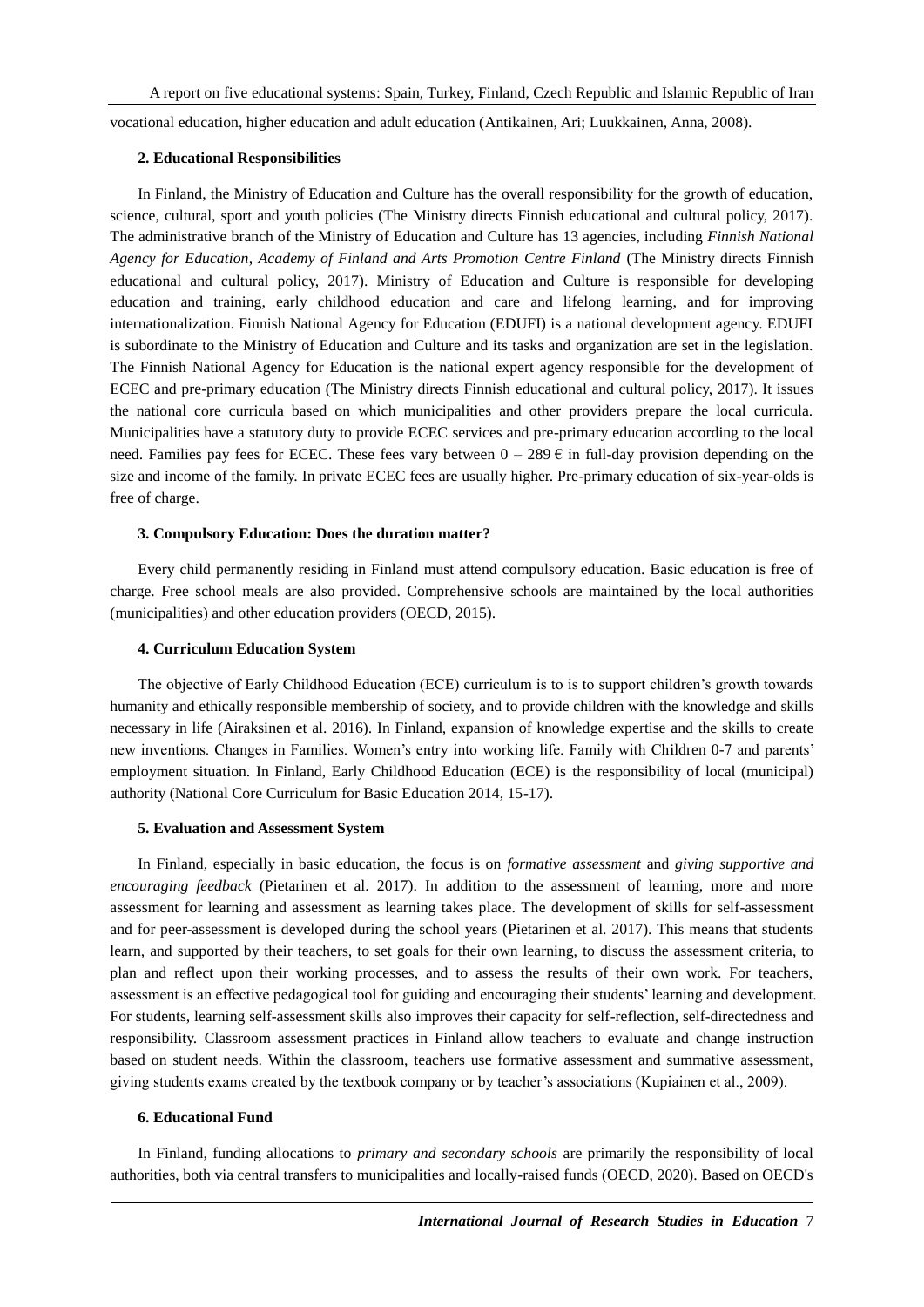vocational education, higher education and adult education (Antikainen, Ari; Luukkainen, Anna, 2008).

### 2. Educational Responsibilities

In Finland, the Ministry of Education and Culture has the overall responsibility for the growth of education, science, cultural, sport and youth policies (The Ministry directs Finnish educational and cultural policy, 2017). The administrative branch of the Ministry of Education and Culture has 13 agencies, including *Finnish National Agency for Education*, *Academy of Finland and Arts Promotion Centre Finland* (The Ministry directs Finnish educational and cultural policy, 2017). Ministry of Education and Culture is responsible for developing education and training, early childhood education and care and lifelong learning, and for improving internationalization. Finnish National Agency for Education (EDUFI) is a national development agency. EDUFI is subordinate to the Ministry of Education and Culture and its tasks and organization are set in the legislation. The Finnish National Agency for Education is the national expert agency responsible for the development of ECEC and pre-primary education (The Ministry directs Finnish educational and cultural policy, 2017). It issues the national core curricula based on which municipalities and other providers prepare the local curricula. Municipalities have a statutory duty to provide ECEC services and pre-primary education according to the local need. Families pay fees for ECEC. These fees vary between 0 – 289 € in full-day provision depending on the size and income of the family. In private ECEC fees are usually higher. Pre-primary education of six-year-olds is free of charge.

### 3. Compulsory Education: Does the duration matter?

Every child permanently residing in Finland must attend compulsory education. Basic education is free of charge. Free school meals are also provided. Comprehensive schools are maintained by the local authorities (municipalities) and other education providers (OECD, 2015).

### 4. Curriculum Education System

The objective of Early Childhood Education (ECE) curriculum is to is to support children's growth towards humanity and ethically responsible membership of society, and to provide children with the knowledge and skills necessary in life (Airaksinen et al. 2016). In Finland, expansion of knowledge expertise and the skills to create new inventions. Changes in Families. Women's entry into working life. Family with Children 0-7 and parents' employment situation. In Finland, Early Childhood Education (ECE) is the responsibility of local (municipal) authority (National Core Curriculum for Basic Education 2014, 15-17).

### 5. Evaluation and Assessment System

In Finland, especially in basic education, the focus is on *formative assessment* and *giving supportive and encouraging feedback* (Pietarinen et al. 2017). In addition to the assessment of learning, more and more assessment for learning and assessment as learning takes place. The development of skills for self-assessment and for peer-assessment is developed during the school years (Pietarinen et al. 2017). This means that students learn, and supported by their teachers, to set goals for their own learning, to discuss the assessment criteria, to plan and reflect upon their working processes, and to assess the results of their own work. For teachers, assessment is an effective pedagogical tool for guiding and encouraging their students' learning and development. For students, learning self-assessment skills also improves their capacity for self-reflection, self-directedness and responsibility. Classroom assessment practices in Finland allow teachers to evaluate and change instruction based on student needs. Within the classroom, teachers use formative assessment and summative assessment, giving students exams created by the textbook company or by teacher's associations (Kupiainen et al., 2009).

### 6. Educational Fund

In Finland, funding allocations to *primary and secondary schools* are primarily the responsibility of local authorities, both via central transfers to municipalities and locally-raised funds (OECD, 2020). Based on OECD's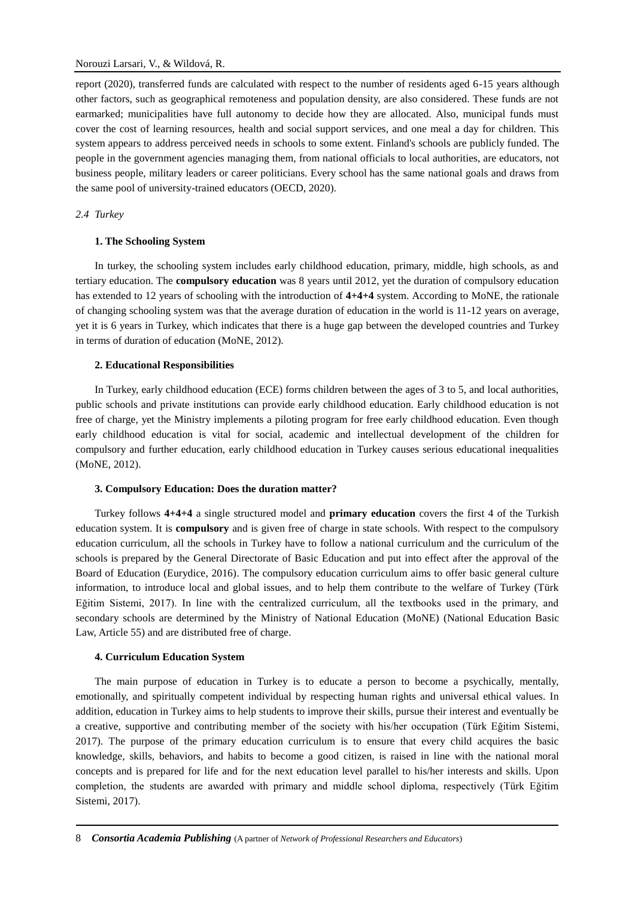report (2020), transferred funds are calculated with respect to the number of residents aged 6-15 years although other factors, such as geographical remoteness and population density, are also considered. These funds are not earmarked; municipalities have full autonomy to decide how they are allocated. Also, municipal funds must cover the cost of learning resources, health and social support services, and one meal a day for children. This system appears to address perceived needs in schools to some extent. Finland's schools are publicly funded. The people in the government agencies managing them, from national officials to local authorities, are educators, not business people, military leaders or career politicians. Every school has the same national goals and draws from the same pool of university-trained educators (OECD, 2020).

### *2.4 Turkey*

#### 1. The Schooling System

In turkey, the schooling system includes early childhood education, primary, middle, high schools, as and tertiary education. The **compulsory education** was 8 years until 2012, yet the duration of compulsory education has extended to 12 years of schooling with the introduction of **4+4+4** system. According to MoNE, the rationale of changing schooling system was that the average duration of education in the world is 11-12 years on average, yet it is 6 years in Turkey, which indicates that there is a huge gap between the developed countries and Turkey in terms of duration of education (MoNE, 2012).

#### 2. Educational Responsibilities

In Turkey, early childhood education (ECE) forms children between the ages of 3 to 5, and local authorities, public schools and private institutions can provide early childhood education. Early childhood education is not free of charge, yet the Ministry implements a piloting program for free early childhood education. Even though early childhood education is vital for social, academic and intellectual development of the children for compulsory and further education, early childhood education in Turkey causes serious educational inequalities (MoNE, 2012).

#### 3. Compulsory Education: Does the duration matter?

Turkey follows **4+4+4** a single structured model and **primary education** covers the first 4 of the Turkish education system. It is **compulsory** and is given free of charge in state schools. With respect to the compulsory education curriculum, all the schools in Turkey have to follow a national curriculum and the curriculum of the schools is prepared by the General Directorate of Basic Education and put into effect after the approval of the Board of Education (Eurydice, 2016). The compulsory education curriculum aims to offer basic general culture information, to introduce local and global issues, and to help them contribute to the welfare of Turkey (Türk Eğitim Sistemi, 2017). In line with the centralized curriculum, all the textbooks used in the primary, and secondary schools are determined by the Ministry of National Education (MoNE) (National Education Basic Law, Article 55) and are distributed free of charge.

#### 4. Curriculum Education System

The main purpose of education in Turkey is to educate a person to become a psychically, mentally, emotionally, and spiritually competent individual by respecting human rights and universal ethical values. In addition, education in Turkey aims to help students to improve their skills, pursue their interest and eventually be a creative, supportive and contributing member of the society with his/her occupation (Türk Eğitim Sistemi, 2017). The purpose of the primary education curriculum is to ensure that every child acquires the basic knowledge, skills, behaviors, and habits to become a good citizen, is raised in line with the national moral concepts and is prepared for life and for the next education level parallel to his/her interests and skills. Upon completion, the students are awarded with primary and middle school diploma, respectively (Türk Eğitim Sistemi, 2017).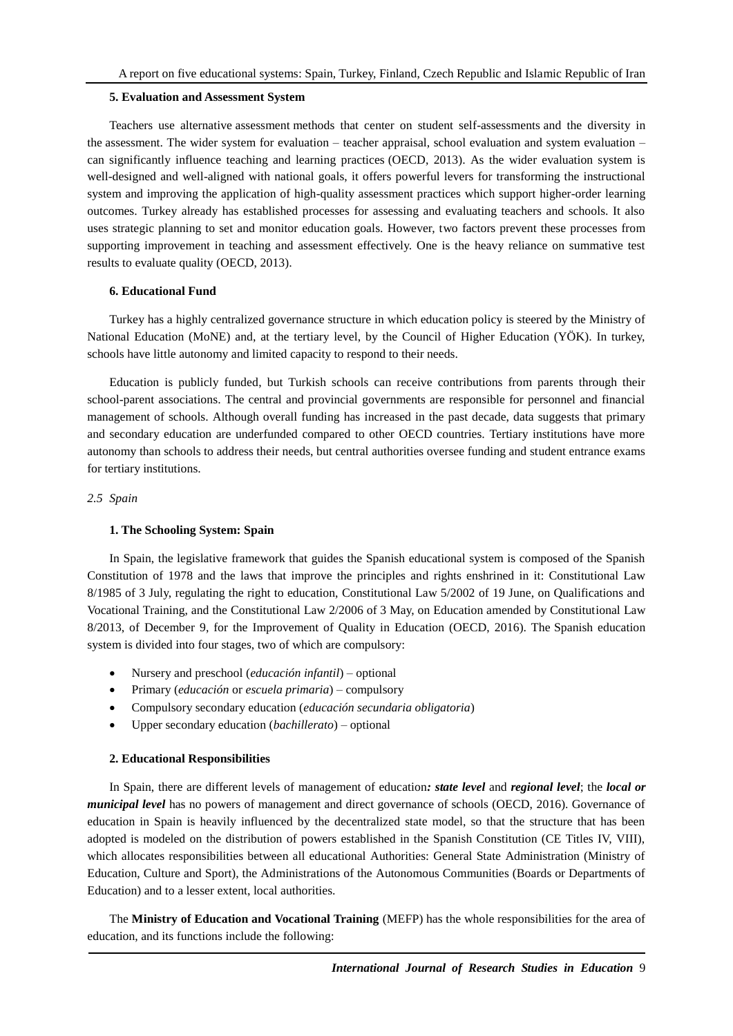#### 5. Evaluation and Assessment System

Teachers use alternative assessment methods that center on student self-assessments and the diversity in the assessment. The wider system for evaluation – teacher appraisal, school evaluation and system evaluation – can significantly influence teaching and learning practices (OECD, 2013). As the wider evaluation system is well-designed and well-aligned with national goals, it offers powerful levers for transforming the instructional system and improving the application of high-quality assessment practices which support higher-order learning outcomes. Turkey already has established processes for assessing and evaluating teachers and schools. It also uses strategic planning to set and monitor education goals. However, two factors prevent these processes from supporting improvement in teaching and assessment effectively. One is the heavy reliance on summative test results to evaluate quality (OECD, 2013).

#### 6. Educational Fund

Turkey has a highly centralized governance structure in which education policy is steered by the Ministry of National Education (MoNE) and, at the tertiary level, by the Council of Higher Education (YÖK). In turkey, schools have little autonomy and limited capacity to respond to their needs.

Education is publicly funded, but Turkish schools can receive contributions from parents through their school-parent associations. The central and provincial governments are responsible for personnel and financial management of schools. Although overall funding has increased in the past decade, data suggests that primary and secondary education are underfunded compared to other OECD countries. Tertiary institutions have more autonomy than schools to address their needs, but central authorities oversee funding and student entrance exams for tertiary institutions.

### *2.5 Spain*

#### 1. The Schooling System: Spain

In Spain, the legislative framework that guides the Spanish educational system is composed of the Spanish Constitution of 1978 and the laws that improve the principles and rights enshrined in it: Constitutional Law 8/1985 of 3 July, regulating the right to education, Constitutional Law 5/2002 of 19 June, on Qualifications and Vocational Training, and the Constitutional Law 2/2006 of 3 May, on Education amended by Constitutional Law 8/2013, of December 9, for the Improvement of Quality in Education (OECD, 2016). The Spanish education system is divided into four stages, two of which are compulsory:

- Nursery and preschool (*educación infantil*) – optional
- Primary (*educación* or *escuela primaria*) – compulsory
- Compulsory secondary education (*educación secundaria obligatoria*)
- Upper secondary education (*bachillerato*) – optional

#### 2. Educational Responsibilities

In Spain, there are different levels of management of education***: state level*** and ***regional level***; the ***local or municipal level*** has no powers of management and direct governance of schools (OECD, 2016). Governance of education in Spain is heavily influenced by the decentralized state model, so that the structure that has been adopted is modeled on the distribution of powers established in the Spanish Constitution (CE Titles IV, VIII), which allocates responsibilities between all educational Authorities: General State Administration (Ministry of Education, Culture and Sport), the Administrations of the Autonomous Communities (Boards or Departments of Education) and to a lesser extent, local authorities.

The **Ministry of Education and Vocational Training** (MEFP) has the whole responsibilities for the area of education, and its functions include the following: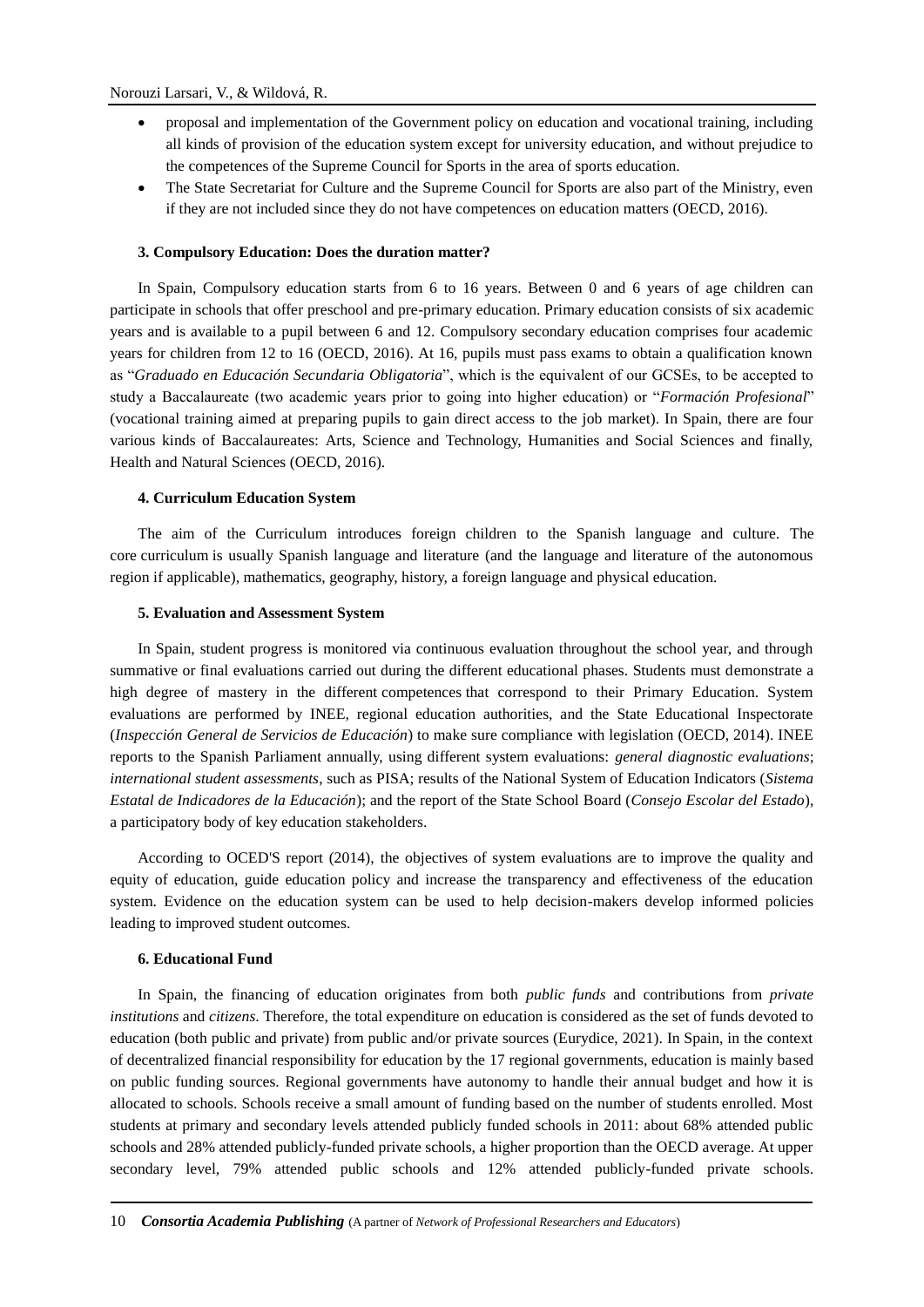- proposal and implementation of the Government policy on education and vocational training, including all kinds of provision of the education system except for university education, and without prejudice to the competences of the Supreme Council for Sports in the area of sports education.
- The State Secretariat for Culture and the Supreme Council for Sports are also part of the Ministry, even if they are not included since they do not have competences on education matters (OECD, 2016).

### 3. Compulsory Education: Does the duration matter?

In Spain, Compulsory education starts from 6 to 16 years. Between 0 and 6 years of age children can participate in schools that offer preschool and pre-primary education. Primary education consists of six academic years and is available to a pupil between 6 and 12. Compulsory secondary education comprises four academic years for children from 12 to 16 (OECD, 2016). At 16, pupils must pass exams to obtain a qualification known as "*Graduado en Educación Secundaria Obligatoria*", which is the equivalent of our GCSEs, to be accepted to study a Baccalaureate (two academic years prior to going into higher education) or "*Formación Profesional*" (vocational training aimed at preparing pupils to gain direct access to the job market). In Spain, there are four various kinds of Baccalaureates: Arts, Science and Technology, Humanities and Social Sciences and finally, Health and Natural Sciences (OECD, 2016).

### 4. Curriculum Education System

The aim of the Curriculum introduces foreign children to the Spanish language and culture. The core curriculum is usually Spanish language and literature (and the language and literature of the autonomous region if applicable), mathematics, geography, history, a foreign language and physical education.

### 5. Evaluation and Assessment System

In Spain, student progress is monitored via continuous evaluation throughout the school year, and through summative or final evaluations carried out during the different educational phases. Students must demonstrate a high degree of mastery in the different competences that correspond to their Primary Education. System evaluations are performed by INEE, regional education authorities, and the State Educational Inspectorate (*Inspección General de Servicios de Educación*) to make sure compliance with legislation (OECD, 2014). INEE reports to the Spanish Parliament annually, using different system evaluations: *general diagnostic evaluations*; *international student assessments*, such as PISA; results of the National System of Education Indicators (*Sistema Estatal de Indicadores de la Educación*); and the report of the State School Board (*Consejo Escolar del Estado*), a participatory body of key education stakeholders.

According to OCED'S report (2014), the objectives of system evaluations are to improve the quality and equity of education, guide education policy and increase the transparency and effectiveness of the education system. Evidence on the education system can be used to help decision-makers develop informed policies leading to improved student outcomes.

### 6. Educational Fund

In Spain, the financing of education originates from both *public funds* and contributions from *private institutions* and *citizens*. Therefore, the total expenditure on education is considered as the set of funds devoted to education (both public and private) from public and/or private sources (Eurydice, 2021). In Spain, in the context of decentralized financial responsibility for education by the 17 regional governments, education is mainly based on public funding sources. Regional governments have autonomy to handle their annual budget and how it is allocated to schools. Schools receive a small amount of funding based on the number of students enrolled. Most students at primary and secondary levels attended publicly funded schools in 2011: about 68% attended public schools and 28% attended publicly-funded private schools, a higher proportion than the OECD average. At upper secondary level, 79% attended public schools and 12% attended publicly-funded private schools.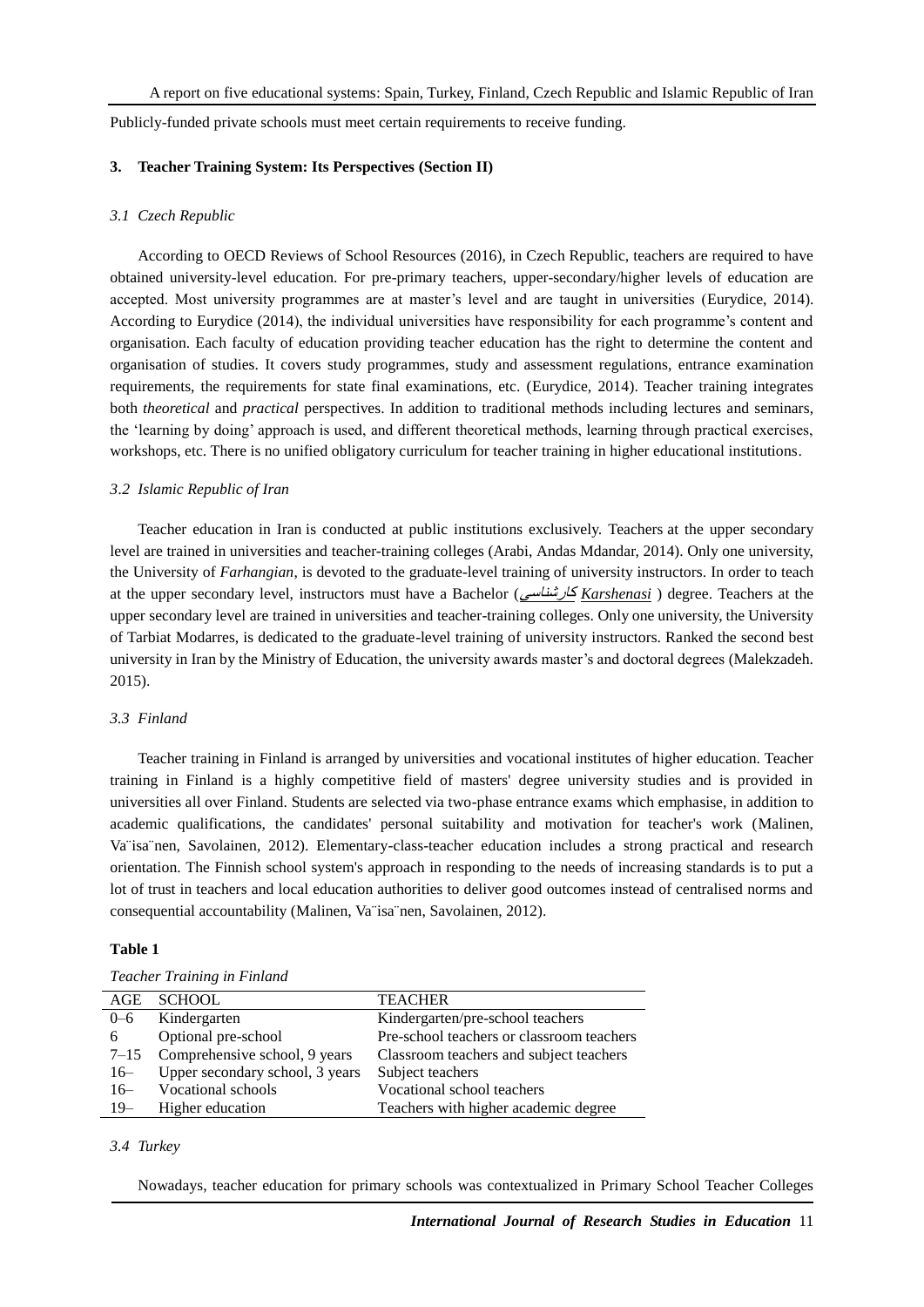Publicly-funded private schools must meet certain requirements to receive funding.

## 3. Teacher Training System: Its Perspectives (Section II)

### *3.1 Czech Republic*

According to OECD Reviews of School Resources (2016), in Czech Republic, teachers are required to have obtained university-level education. For pre-primary teachers, upper-secondary/higher levels of education are accepted. Most university programmes are at master's level and are taught in universities (Eurydice, 2014). According to Eurydice (2014), the individual universities have responsibility for each programme's content and organisation. Each faculty of education providing teacher education has the right to determine the content and organisation of studies. It covers study programmes, study and assessment regulations, entrance examination requirements, the requirements for state final examinations, etc. (Eurydice, 2014). Teacher training integrates both *theoretical* and *practical* perspectives. In addition to traditional methods including lectures and seminars, the 'learning by doing' approach is used, and different theoretical methods, learning through practical exercises, workshops, etc. There is no unified obligatory curriculum for teacher training in higher educational institutions.

### *3.2 Islamic Republic of Iran*

Teacher education in Iran is conducted at public institutions exclusively. Teachers at the upper secondary level are trained in universities and teacher-training colleges (Arabi, Andas Mdandar, 2014). Only one university, the University of *Farhangian*, is devoted to the graduate-level training of university instructors. In order to teach at the upper secondary level, instructors must have a Bachelor (کارشناسی *Karshenasi* ) degree. Teachers at the upper secondary level are trained in universities and teacher-training colleges. Only one university, the University of Tarbiat Modarres, is dedicated to the graduate-level training of university instructors. Ranked the second best university in Iran by the Ministry of Education, the university awards master's and doctoral degrees (Malekzadeh. 2015).

### *3.3 Finland*

Teacher training in Finland is arranged by universities and vocational institutes of higher education. Teacher training in Finland is a highly competitive field of masters' degree university studies and is provided in universities all over Finland. Students are selected via two-phase entrance exams which emphasise, in addition to academic qualifications, the candidates' personal suitability and motivation for teacher's work (Malinen, Va¨isa¨nen, Savolainen, 2012). Elementary-class-teacher education includes a strong practical and research orientation. The Finnish school system's approach in responding to the needs of increasing standards is to put a lot of trust in teachers and local education authorities to deliver good outcomes instead of centralised norms and consequential accountability (Malinen, Va¨isa¨nen, Savolainen, 2012).

**Table 1**

*Teacher Training in Finland*

| AGE | SCHOOL | TEACHER |
|---|---|---|
| 0–6 | Kindergarten | Kindergarten/pre-school teachers |
| 6 | Optional pre-school | Pre-school teachers or classroom teachers |
| 7–15 | Comprehensive school, 9 years | Classroom teachers and subject teachers |
| 16– | Upper secondary school, 3 years | Subject teachers |
| 16– | Vocational schools | Vocational school teachers |
| 19– | Higher education | Teachers with higher academic degree |

### *3.4 Turkey*

Nowadays, teacher education for primary schools was contextualized in Primary School Teacher Colleges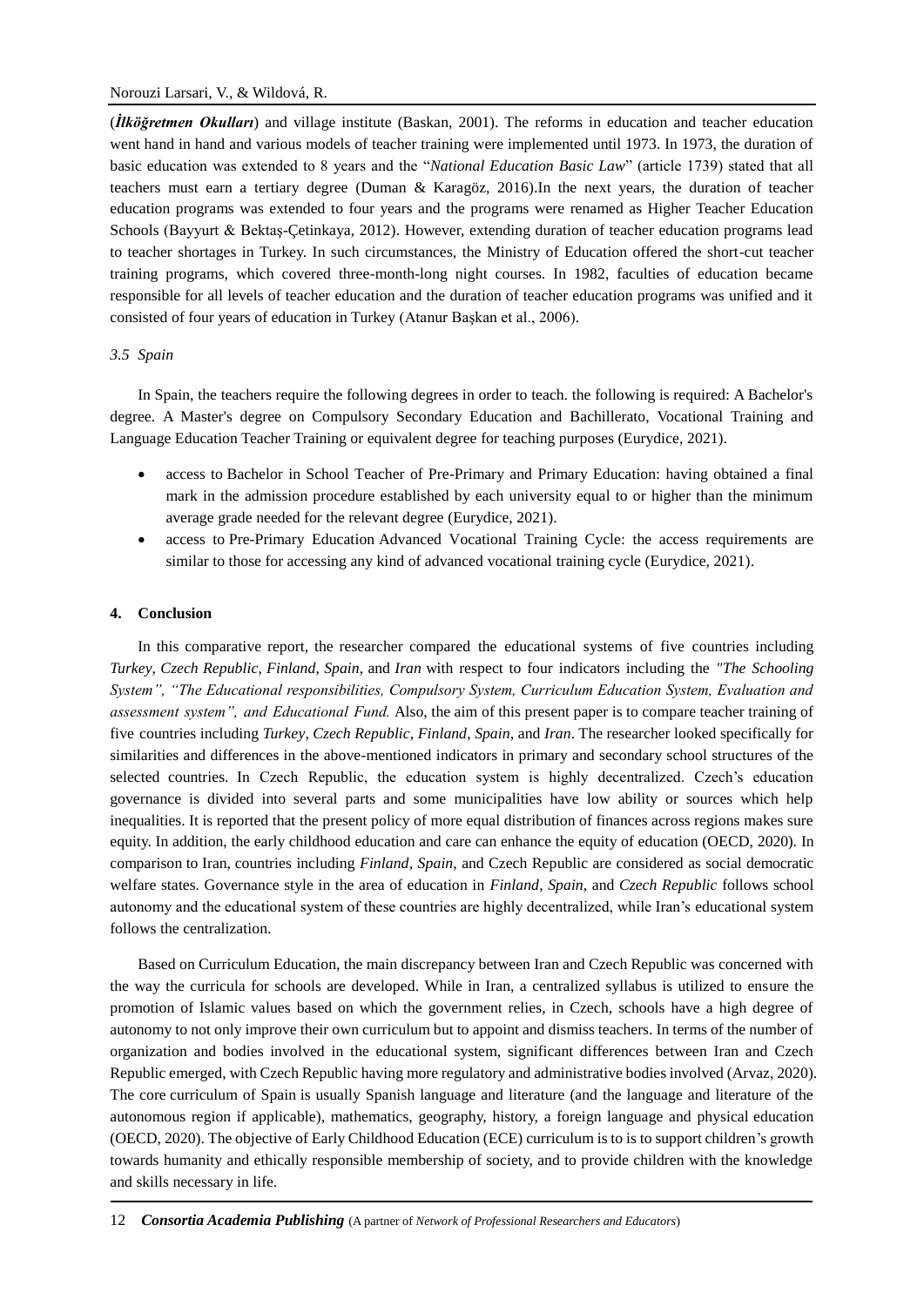(*İlköğretmen Okulları*) and village institute (Baskan, 2001). The reforms in education and teacher education went hand in hand and various models of teacher training were implemented until 1973. In 1973, the duration of basic education was extended to 8 years and the "*National Education Basic Law*" (article 1739) stated that all teachers must earn a tertiary degree (Duman & Karagöz, 2016).In the next years, the duration of teacher education programs was extended to four years and the programs were renamed as Higher Teacher Education Schools (Bayyurt & Bektaş-Çetinkaya, 2012). However, extending duration of teacher education programs lead to teacher shortages in Turkey. In such circumstances, the Ministry of Education offered the short-cut teacher training programs, which covered three-month-long night courses. In 1982, faculties of education became responsible for all levels of teacher education and the duration of teacher education programs was unified and it consisted of four years of education in Turkey (Atanur Başkan et al., 2006).

### *3.5 Spain*

In Spain, the teachers require the following degrees in order to teach. the following is required: A Bachelor's degree. A Master's degree on Compulsory Secondary Education and Bachillerato, Vocational Training and Language Education Teacher Training or equivalent degree for teaching purposes (Eurydice, 2021).

- access to Bachelor in School Teacher of Pre-Primary and Primary Education: having obtained a final mark in the admission procedure established by each university equal to or higher than the minimum average grade needed for the relevant degree (Eurydice, 2021).
- access to Pre-Primary Education Advanced Vocational Training Cycle: the access requirements are similar to those for accessing any kind of advanced vocational training cycle (Eurydice, 2021).

## **4. Conclusion**

In this comparative report, the researcher compared the educational systems of five countries including *Turkey*, *Czech Republic*, *Finland*, *Spain*, and *Iran* with respect to four indicators including the *"The Schooling System", "The Educational responsibilities, Compulsory System, Curriculum Education System, Evaluation and assessment system", and Educational Fund.* Also, the aim of this present paper is to compare teacher training of five countries including *Turkey, Czech Republic, Finland, Spain*, and *Iran*. The researcher looked specifically for similarities and differences in the above-mentioned indicators in primary and secondary school structures of the selected countries. In Czech Republic, the education system is highly decentralized. Czech's education governance is divided into several parts and some municipalities have low ability or sources which help inequalities. It is reported that the present policy of more equal distribution of finances across regions makes sure equity. In addition, the early childhood education and care can enhance the equity of education (OECD, 2020). In comparison to Iran, countries including *Finland*, *Spain*, and Czech Republic are considered as social democratic welfare states. Governance style in the area of education in *Finland*, *Spain*, and *Czech Republic* follows school autonomy and the educational system of these countries are highly decentralized, while Iran's educational system follows the centralization.

Based on Curriculum Education, the main discrepancy between Iran and Czech Republic was concerned with the way the curricula for schools are developed. While in Iran, a centralized syllabus is utilized to ensure the promotion of Islamic values based on which the government relies, in Czech, schools have a high degree of autonomy to not only improve their own curriculum but to appoint and dismiss teachers. In terms of the number of organization and bodies involved in the educational system, significant differences between Iran and Czech Republic emerged, with Czech Republic having more regulatory and administrative bodies involved (Arvaz, 2020). The core curriculum of Spain is usually Spanish language and literature (and the language and literature of the autonomous region if applicable), mathematics, geography, history, a foreign language and physical education (OECD, 2020). The objective of Early Childhood Education (ECE) curriculum is to is to support children's growth towards humanity and ethically responsible membership of society, and to provide children with the knowledge and skills necessary in life.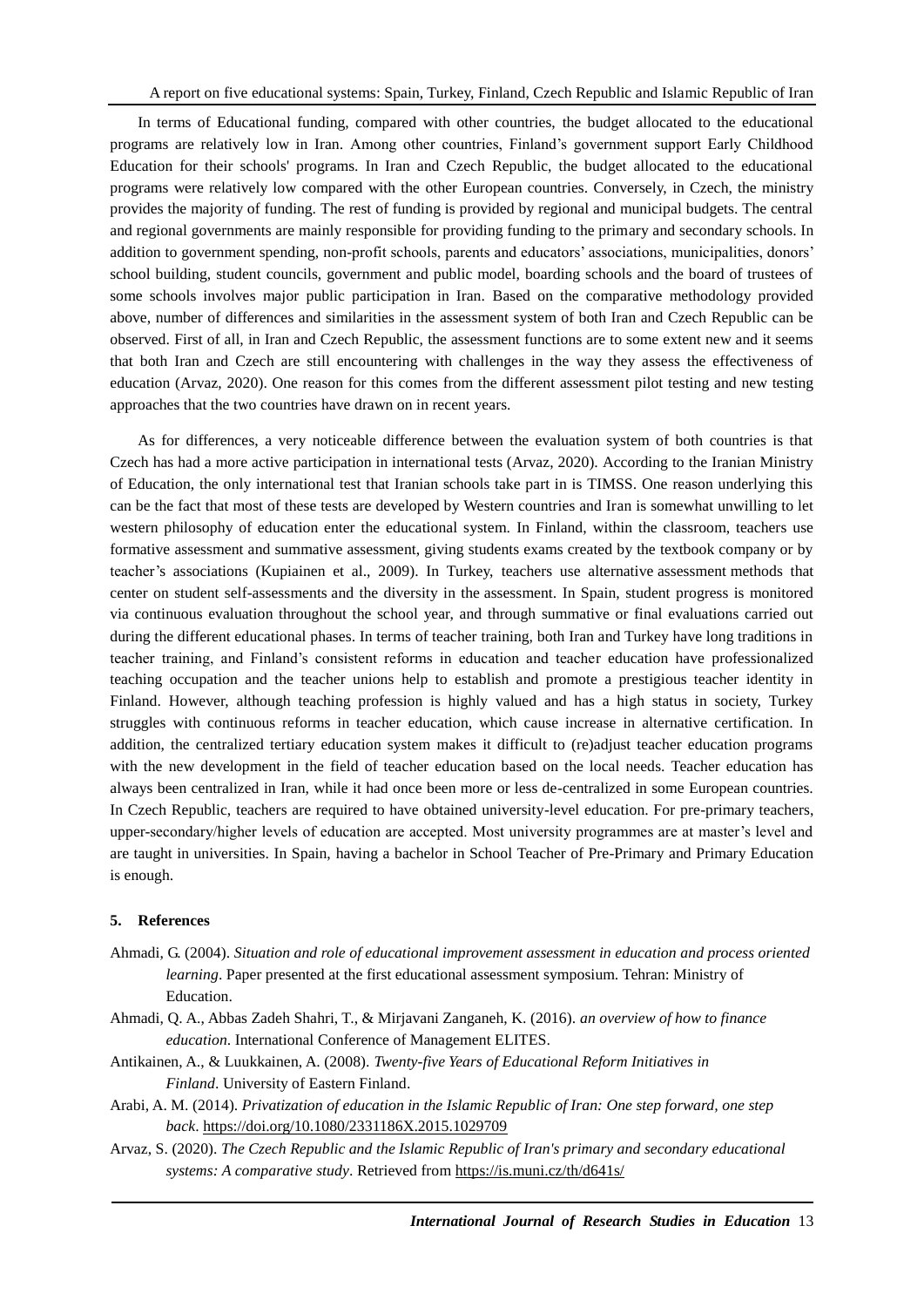In terms of Educational funding, compared with other countries, the budget allocated to the educational programs are relatively low in Iran. Among other countries, Finland's government support Early Childhood Education for their schools' programs. In Iran and Czech Republic, the budget allocated to the educational programs were relatively low compared with the other European countries. Conversely, in Czech, the ministry provides the majority of funding. The rest of funding is provided by regional and municipal budgets. The central and regional governments are mainly responsible for providing funding to the primary and secondary schools. In addition to government spending, non-profit schools, parents and educators' associations, municipalities, donors' school building, student councils, government and public model, boarding schools and the board of trustees of some schools involves major public participation in Iran. Based on the comparative methodology provided above, number of differences and similarities in the assessment system of both Iran and Czech Republic can be observed. First of all, in Iran and Czech Republic, the assessment functions are to some extent new and it seems that both Iran and Czech are still encountering with challenges in the way they assess the effectiveness of education (Arvaz, 2020). One reason for this comes from the different assessment pilot testing and new testing approaches that the two countries have drawn on in recent years.

As for differences, a very noticeable difference between the evaluation system of both countries is that Czech has had a more active participation in international tests (Arvaz, 2020). According to the Iranian Ministry of Education, the only international test that Iranian schools take part in is TIMSS. One reason underlying this can be the fact that most of these tests are developed by Western countries and Iran is somewhat unwilling to let western philosophy of education enter the educational system. In Finland, within the classroom, teachers use formative assessment and summative assessment, giving students exams created by the textbook company or by teacher's associations (Kupiainen et al., 2009). In Turkey, teachers use alternative assessment methods that center on student self-assessments and the diversity in the assessment. In Spain, student progress is monitored via continuous evaluation throughout the school year, and through summative or final evaluations carried out during the different educational phases. In terms of teacher training, both Iran and Turkey have long traditions in teacher training, and Finland's consistent reforms in education and teacher education have professionalized teaching occupation and the teacher unions help to establish and promote a prestigious teacher identity in Finland. However, although teaching profession is highly valued and has a high status in society, Turkey struggles with continuous reforms in teacher education, which cause increase in alternative certification. In addition, the centralized tertiary education system makes it difficult to (re)adjust teacher education programs with the new development in the field of teacher education based on the local needs. Teacher education has always been centralized in Iran, while it had once been more or less de-centralized in some European countries. In Czech Republic, teachers are required to have obtained university-level education. For pre-primary teachers, upper-secondary/higher levels of education are accepted. Most university programmes are at master's level and are taught in universities. In Spain, having a bachelor in School Teacher of Pre-Primary and Primary Education is enough.

## 5. References

Ahmadi, G. (2004). *Situation and role of educational improvement assessment in education and process oriented learning*. Paper presented at the first educational assessment symposium. Tehran: Ministry of Education.

Ahmadi, Q. A., Abbas Zadeh Shahri, T., & Mirjavani Zanganeh, K. (2016). *an overview of how to finance education*. International Conference of Management ELITES.

Antikainen, A., & Luukkainen, A. (2008). *Twenty-five Years of Educational Reform Initiatives in Finland*. University of Eastern Finland.

Arabi, A. M. (2014). *Privatization of education in the Islamic Republic of Iran: One step forward, one step back*. https://doi.org/10.1080/2331186X.2015.1029709

Arvaz, S. (2020). *The Czech Republic and the Islamic Republic of Iran's primary and secondary educational systems: A comparative study*. Retrieved from https://is.muni.cz/th/d641s/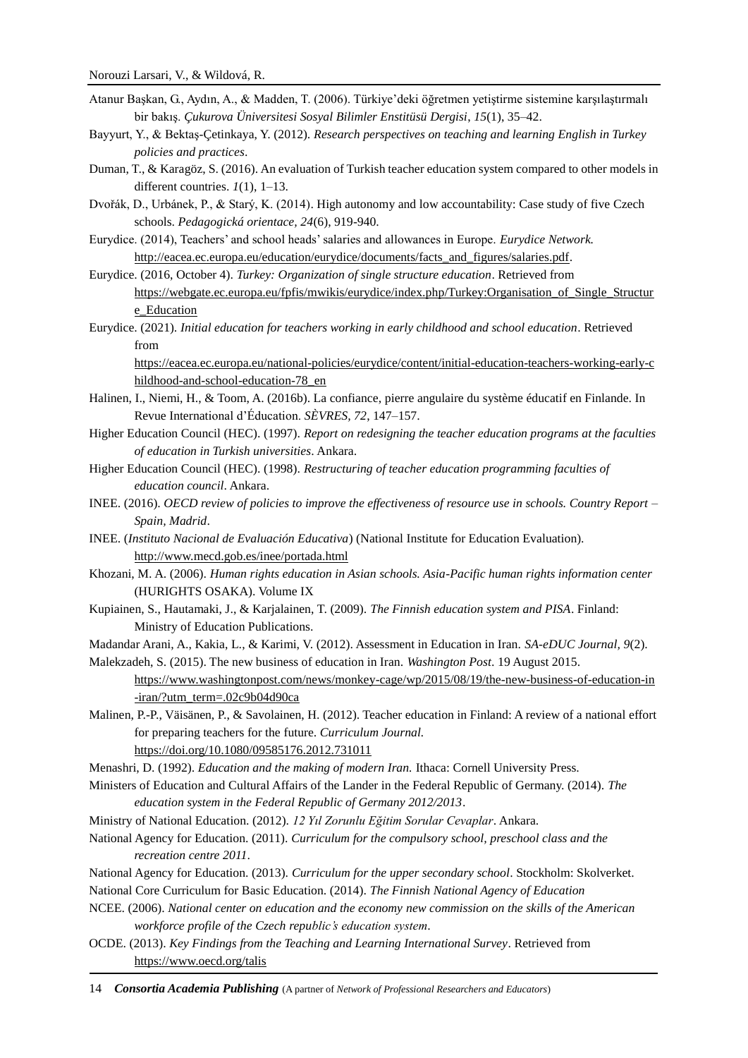Atanur Başkan, G., Aydın, A., & Madden, T. (2006). Türkiye'deki öğretmen yetiştirme sistemine karşılaştırmalı bir bakış. *Çukurova Üniversitesi Sosyal Bilimler Enstitüsü Dergisi*, *15*(1), 35–42.

Bayyurt, Y., & Bektaş-Çetinkaya, Y. (2012). *Research perspectives on teaching and learning English in Turkey policies and practices*.

Duman, T., & Karagöz, S. (2016). An evaluation of Turkish teacher education system compared to other models in different countries. *1*(1), 1–13.

Dvořák, D., Urbánek, P., & Starý, K. (2014). High autonomy and low accountability: Case study of five Czech schools. *Pedagogická orientace, 24*(6), 919-940.

Eurydice. (2014), Teachers' and school heads' salaries and allowances in Europe. *Eurydice Network.* http://eacea.ec.europa.eu/education/eurydice/documents/facts_and_figures/salaries.pdf.

Eurydice. (2016, October 4). *Turkey: Organization of single structure education*. Retrieved from https://webgate.ec.europa.eu/fpfis/mwikis/eurydice/index.php/Turkey:Organisation_of_Single_Structure_Education

Eurydice. (2021). *Initial education for teachers working in early childhood and school education*. Retrieved from https://eacea.ec.europa.eu/national-policies/eurydice/content/initial-education-teachers-working-early-childhood-and-school-education-78_en

Halinen, I., Niemi, H., & Toom, A. (2016b). La confiance, pierre angulaire du système éducatif en Finlande. In Revue International d'Éducation. *SÈVRES, 72*, 147–157.

Higher Education Council (HEC). (1997). *Report on redesigning the teacher education programs at the faculties of education in Turkish universities*. Ankara.

Higher Education Council (HEC). (1998). *Restructuring of teacher education programming faculties of education council*. Ankara.

INEE. (2016). *OECD review of policies to improve the effectiveness of resource use in schools. Country Report – Spain, Madrid*.

INEE. (*Instituto Nacional de Evaluación Educativa*) (National Institute for Education Evaluation). http://www.mecd.gob.es/inee/portada.html

Khozani, M. A. (2006). *Human rights education in Asian schools. Asia-Pacific human rights information center* (HURIGHTS OSAKA). Volume IX

Kupiainen, S., Hautamaki, J., & Karjalainen, T. (2009). *The Finnish education system and PISA*. Finland: Ministry of Education Publications.

Madandar Arani, A., Kakia, L., & Karimi, V. (2012). Assessment in Education in Iran. *SA-eDUC Journal, 9*(2).

Malekzadeh, S. (2015). The new business of education in Iran. *Washington Post*. 19 August 2015. https://www.washingtonpost.com/news/monkey-cage/wp/2015/08/19/the-new-business-of-education-in-iran/?utm_term=.02c9b04d90ca

Malinen, P.-P., Väisänen, P., & Savolainen, H. (2012). Teacher education in Finland: A review of a national effort for preparing teachers for the future. *Curriculum Journal.* https://doi.org/10.1080/09585176.2012.731011

Menashri, D. (1992). *Education and the making of modern Iran.* Ithaca: Cornell University Press.

Ministers of Education and Cultural Affairs of the Lander in the Federal Republic of Germany. (2014). *The education system in the Federal Republic of Germany 2012/2013*.

Ministry of National Education. (2012). *12 Yıl Zorunlu Eğitim Sorular Cevaplar*. Ankara.

National Agency for Education. (2011). *Curriculum for the compulsory school, preschool class and the recreation centre 2011*.

National Agency for Education. (2013). *Curriculum for the upper secondary school*. Stockholm: Skolverket.

National Core Curriculum for Basic Education. (2014). *The Finnish National Agency of Education*

NCEE. (2006). *National center on education and the economy new commission on the skills of the American workforce profile of the Czech republic's education system*.

OCDE. (2013). *Key Findings from the Teaching and Learning International Survey*. Retrieved from https://www.oecd.org/talis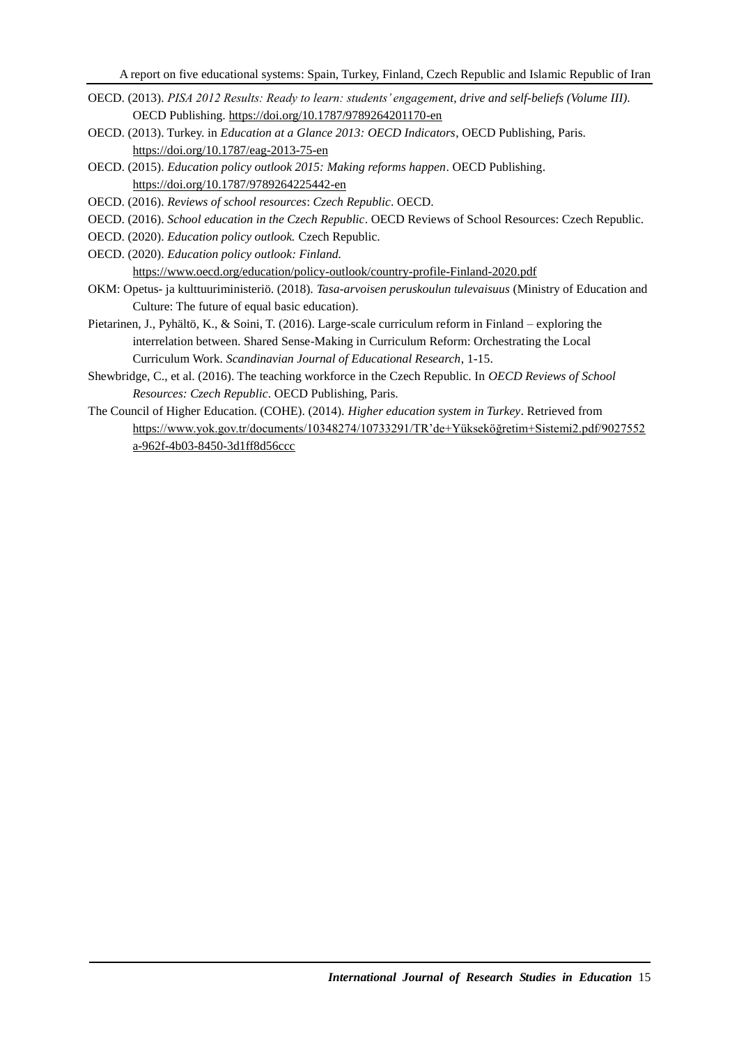OECD. (2013). *PISA 2012 Results: Ready to learn: students' engagement, drive and self-beliefs (Volume III).* OECD Publishing. https://doi.org/10.1787/9789264201170-en

OECD. (2013). Turkey. in *Education at a Glance 2013: OECD Indicators*, OECD Publishing, Paris. https://doi.org/10.1787/eag-2013-75-en

OECD. (2015). *Education policy outlook 2015: Making reforms happen*. OECD Publishing. https://doi.org/10.1787/9789264225442-en

OECD. (2016). *Reviews of school resources*: *Czech Republic*. OECD.

OECD. (2016). *School education in the Czech Republic*. OECD Reviews of School Resources: Czech Republic.

OECD. (2020). *Education policy outlook.* Czech Republic.

OECD. (2020). *Education policy outlook: Finland.* https://www.oecd.org/education/policy-outlook/country-profile-Finland-2020.pdf

OKM: Opetus- ja kulttuuriministeriö. (2018). *Tasa-arvoisen peruskoulun tulevaisuus* (Ministry of Education and Culture: The future of equal basic education).

Pietarinen, J., Pyhältö, K., & Soini, T. (2016). Large-scale curriculum reform in Finland – exploring the interrelation between. Shared Sense-Making in Curriculum Reform: Orchestrating the Local Curriculum Work. *Scandinavian Journal of Educational Research*, 1-15.

Shewbridge, C., et al. (2016). The teaching workforce in the Czech Republic. In *OECD Reviews of School Resources: Czech Republic*. OECD Publishing, Paris.

The Council of Higher Education. (COHE). (2014). *Higher education system in Turkey*. Retrieved from https://www.yok.gov.tr/documents/10348274/10733291/TR'de+Yükseköğretim+Sistemi2.pdf/9027552a-962f-4b03-8450-3d1ff8d56ccc